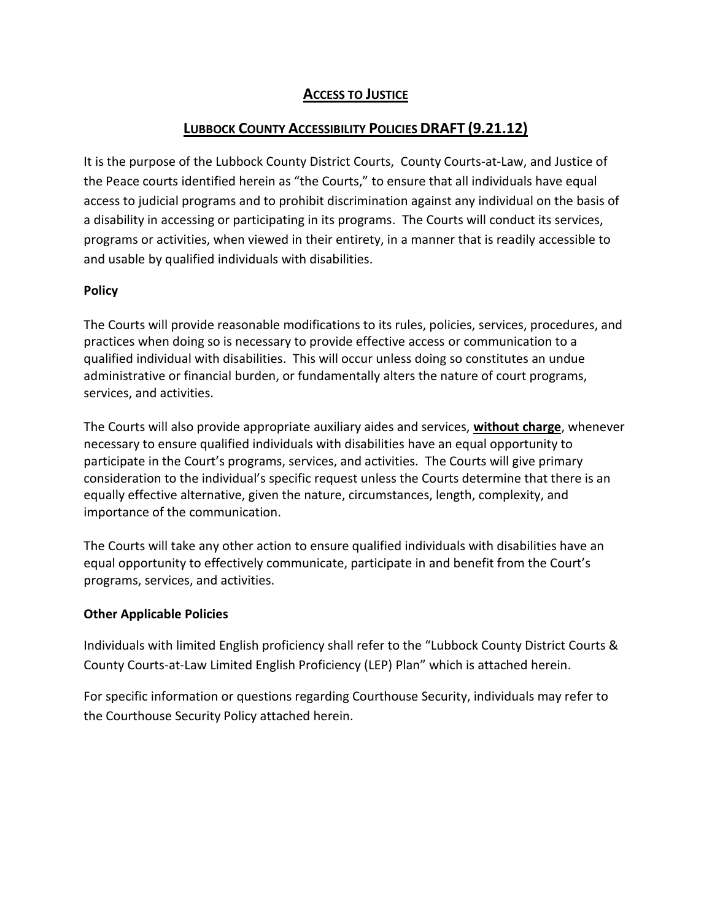# Access to Justice

## Lubbock County Accessibility Policies DRAFT (9.21.12)

It is the purpose of the Lubbock County District Courts, County Courts-at-Law, and Justice of the Peace courts identified herein as "the Courts," to ensure that all individuals have equal access to judicial programs and to prohibit discrimination against any individual on the basis of a disability in accessing or participating in its programs. The Courts will conduct its services, programs or activities, when viewed in their entirety, in a manner that is readily accessible to and usable by qualified individuals with disabilities.

**Policy**

The Courts will provide reasonable modifications to its rules, policies, services, procedures, and practices when doing so is necessary to provide effective access or communication to a qualified individual with disabilities. This will occur unless doing so constitutes an undue administrative or financial burden, or fundamentally alters the nature of court programs, services, and activities.

The Courts will also provide appropriate auxiliary aides and services, **without charge**, whenever necessary to ensure qualified individuals with disabilities have an equal opportunity to participate in the Court's programs, services, and activities. The Courts will give primary consideration to the individual's specific request unless the Courts determine that there is an equally effective alternative, given the nature, circumstances, length, complexity, and importance of the communication.

The Courts will take any other action to ensure qualified individuals with disabilities have an equal opportunity to effectively communicate, participate in and benefit from the Court's programs, services, and activities.

**Other Applicable Policies**

Individuals with limited English proficiency shall refer to the "Lubbock County District Courts & County Courts-at-Law Limited English Proficiency (LEP) Plan" which is attached herein.

For specific information or questions regarding Courthouse Security, individuals may refer to the Courthouse Security Policy attached herein.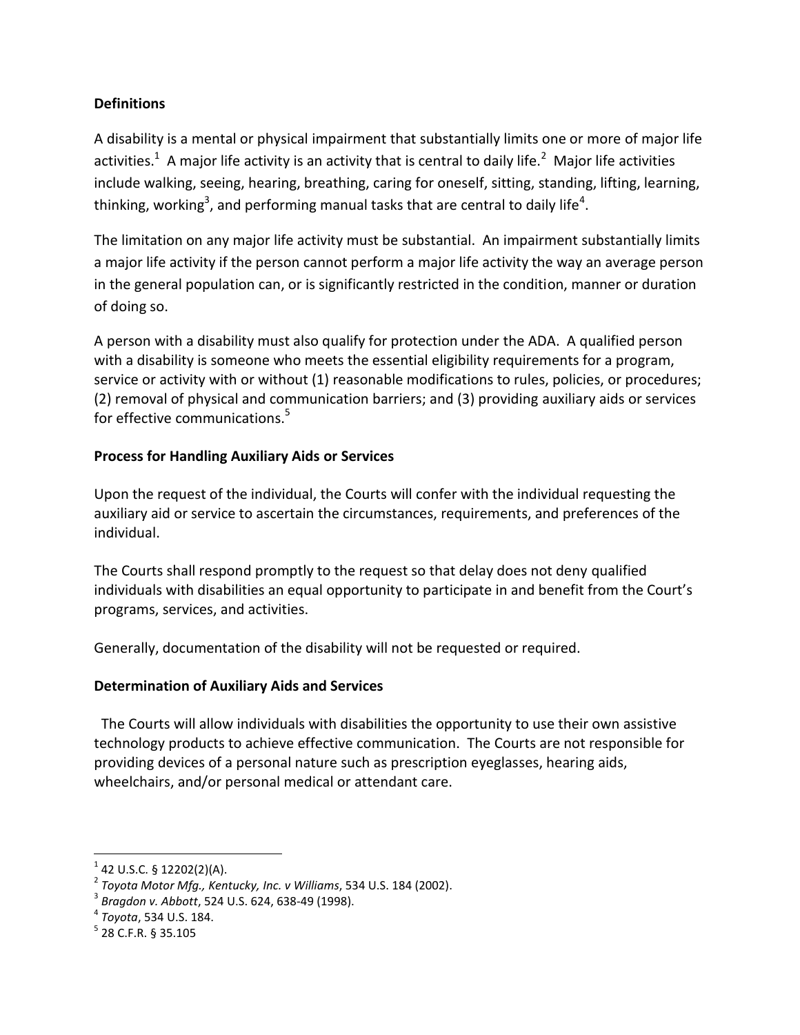**Definitions**

A disability is a mental or physical impairment that substantially limits one or more of major life activities.[1] A major life activity is an activity that is central to daily life.[2] Major life activities include walking, seeing, hearing, breathing, caring for oneself, sitting, standing, lifting, learning, thinking, working[3], and performing manual tasks that are central to daily life[4].

The limitation on any major life activity must be substantial. An impairment substantially limits a major life activity if the person cannot perform a major life activity the way an average person in the general population can, or is significantly restricted in the condition, manner or duration of doing so.

A person with a disability must also qualify for protection under the ADA. A qualified person with a disability is someone who meets the essential eligibility requirements for a program, service or activity with or without (1) reasonable modifications to rules, policies, or procedures; (2) removal of physical and communication barriers; and (3) providing auxiliary aids or services for effective communications.[5]

**Process for Handling Auxiliary Aids or Services**

Upon the request of the individual, the Courts will confer with the individual requesting the auxiliary aid or service to ascertain the circumstances, requirements, and preferences of the individual.

The Courts shall respond promptly to the request so that delay does not deny qualified individuals with disabilities an equal opportunity to participate in and benefit from the Court's programs, services, and activities.

Generally, documentation of the disability will not be requested or required.

**Determination of Auxiliary Aids and Services**

The Courts will allow individuals with disabilities the opportunity to use their own assistive technology products to achieve effective communication. The Courts are not responsible for providing devices of a personal nature such as prescription eyeglasses, hearing aids, wheelchairs, and/or personal medical or attendant care.

---

[1] 42 U.S.C. § 12202(2)(A).

[2] *Toyota Motor Mfg., Kentucky, Inc. v Williams*, 534 U.S. 184 (2002).

[3] *Bragdon v. Abbott*, 524 U.S. 624, 638-49 (1998).

[4] *Toyota*, 534 U.S. 184.

[5] 28 C.F.R. § 35.105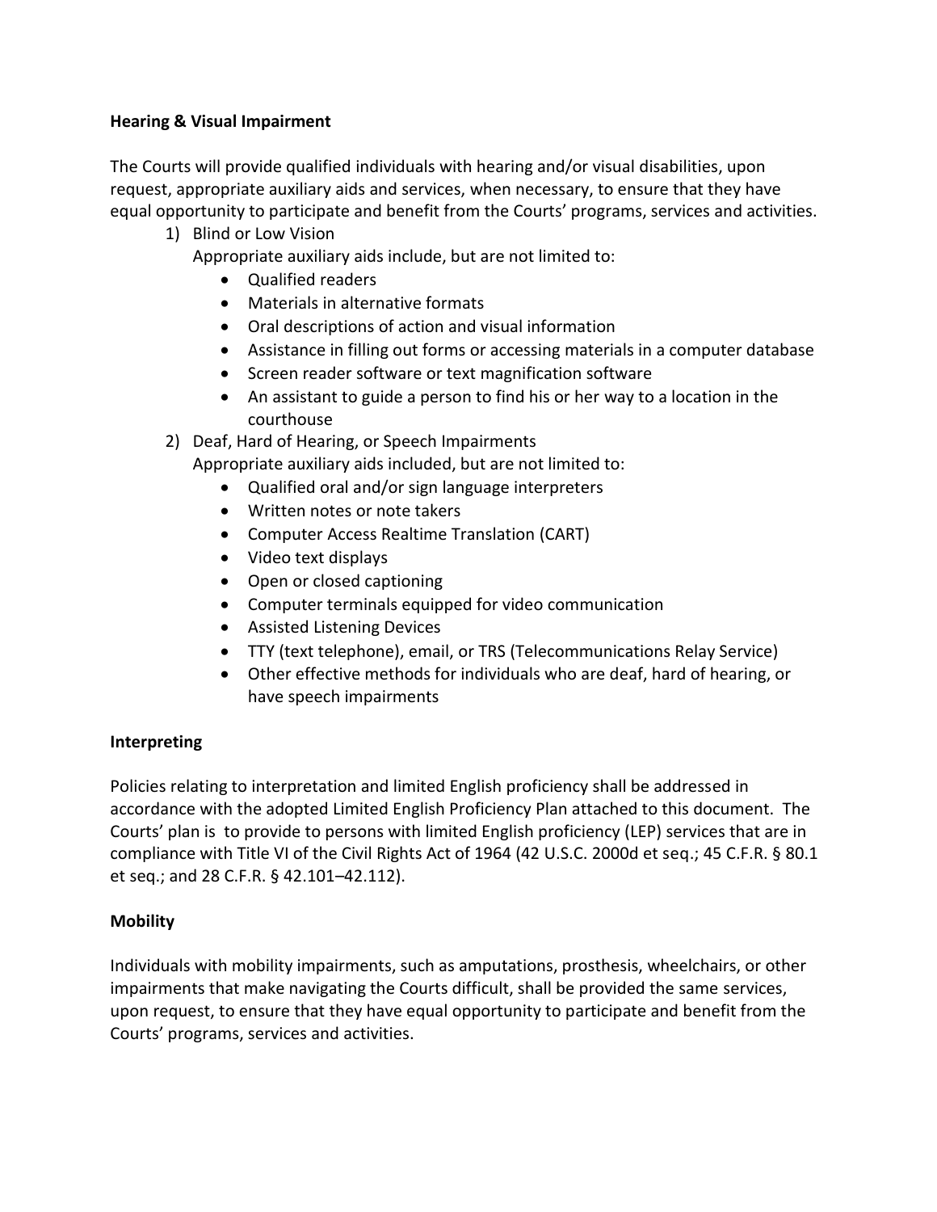**Hearing & Visual Impairment**

The Courts will provide qualified individuals with hearing and/or visual disabilities, upon request, appropriate auxiliary aids and services, when necessary, to ensure that they have equal opportunity to participate and benefit from the Courts' programs, services and activities.

1) Blind or Low Vision
   Appropriate auxiliary aids include, but are not limited to:
   - Qualified readers
   - Materials in alternative formats
   - Oral descriptions of action and visual information
   - Assistance in filling out forms or accessing materials in a computer database
   - Screen reader software or text magnification software
   - An assistant to guide a person to find his or her way to a location in the courthouse
2) Deaf, Hard of Hearing, or Speech Impairments
   Appropriate auxiliary aids included, but are not limited to:
   - Qualified oral and/or sign language interpreters
   - Written notes or note takers
   - Computer Access Realtime Translation (CART)
   - Video text displays
   - Open or closed captioning
   - Computer terminals equipped for video communication
   - Assisted Listening Devices
   - TTY (text telephone), email, or TRS (Telecommunications Relay Service)
   - Other effective methods for individuals who are deaf, hard of hearing, or have speech impairments

**Interpreting**

Policies relating to interpretation and limited English proficiency shall be addressed in accordance with the adopted Limited English Proficiency Plan attached to this document. The Courts' plan is to provide to persons with limited English proficiency (LEP) services that are in compliance with Title VI of the Civil Rights Act of 1964 (42 U.S.C. 2000d et seq.; 45 C.F.R. § 80.1 et seq.; and 28 C.F.R. § 42.101–42.112).

**Mobility**

Individuals with mobility impairments, such as amputations, prosthesis, wheelchairs, or other impairments that make navigating the Courts difficult, shall be provided the same services, upon request, to ensure that they have equal opportunity to participate and benefit from the Courts' programs, services and activities.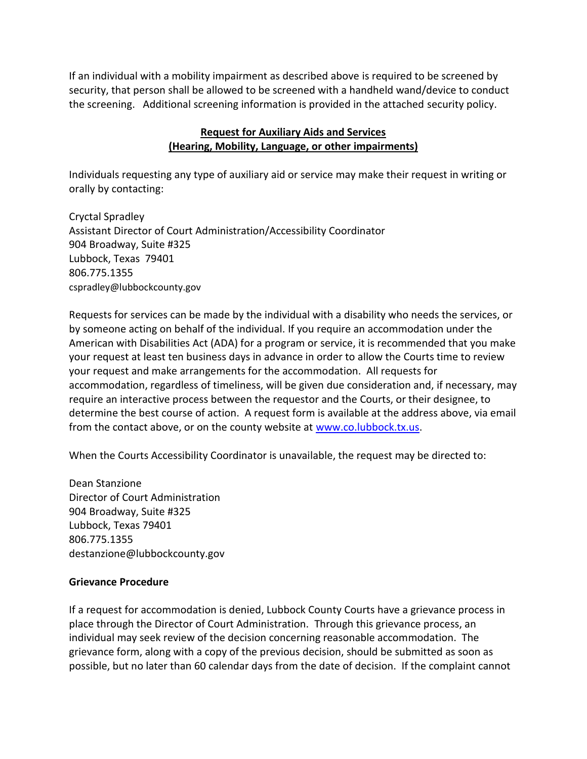If an individual with a mobility impairment as described above is required to be screened by security, that person shall be allowed to be screened with a handheld wand/device to conduct the screening. Additional screening information is provided in the attached security policy.

**Request for Auxiliary Aids and Services**
**(Hearing, Mobility, Language, or other impairments)**

Individuals requesting any type of auxiliary aid or service may make their request in writing or orally by contacting:

Cryctal Spradley
Assistant Director of Court Administration/Accessibility Coordinator
904 Broadway, Suite #325
Lubbock, Texas 79401
806.775.1355
cspradley@lubbockcounty.gov

Requests for services can be made by the individual with a disability who needs the services, or by someone acting on behalf of the individual. If you require an accommodation under the American with Disabilities Act (ADA) for a program or service, it is recommended that you make your request at least ten business days in advance in order to allow the Courts time to review your request and make arrangements for the accommodation. All requests for accommodation, regardless of timeliness, will be given due consideration and, if necessary, may require an interactive process between the requestor and the Courts, or their designee, to determine the best course of action. A request form is available at the address above, via email from the contact above, or on the county website at www.co.lubbock.tx.us.

When the Courts Accessibility Coordinator is unavailable, the request may be directed to:

Dean Stanzione
Director of Court Administration
904 Broadway, Suite #325
Lubbock, Texas 79401
806.775.1355
destanzione@lubbockcounty.gov

**Grievance Procedure**

If a request for accommodation is denied, Lubbock County Courts have a grievance process in place through the Director of Court Administration. Through this grievance process, an individual may seek review of the decision concerning reasonable accommodation. The grievance form, along with a copy of the previous decision, should be submitted as soon as possible, but no later than 60 calendar days from the date of decision. If the complaint cannot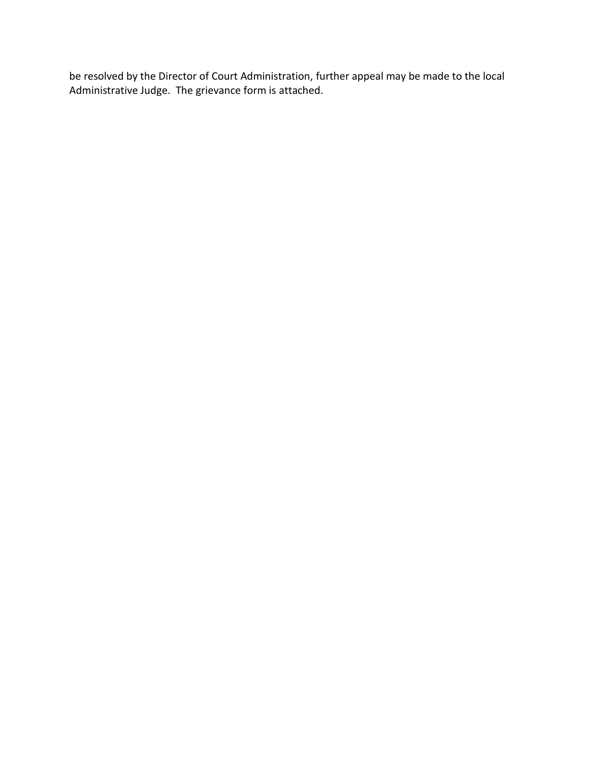be resolved by the Director of Court Administration, further appeal may be made to the local Administrative Judge. The grievance form is attached.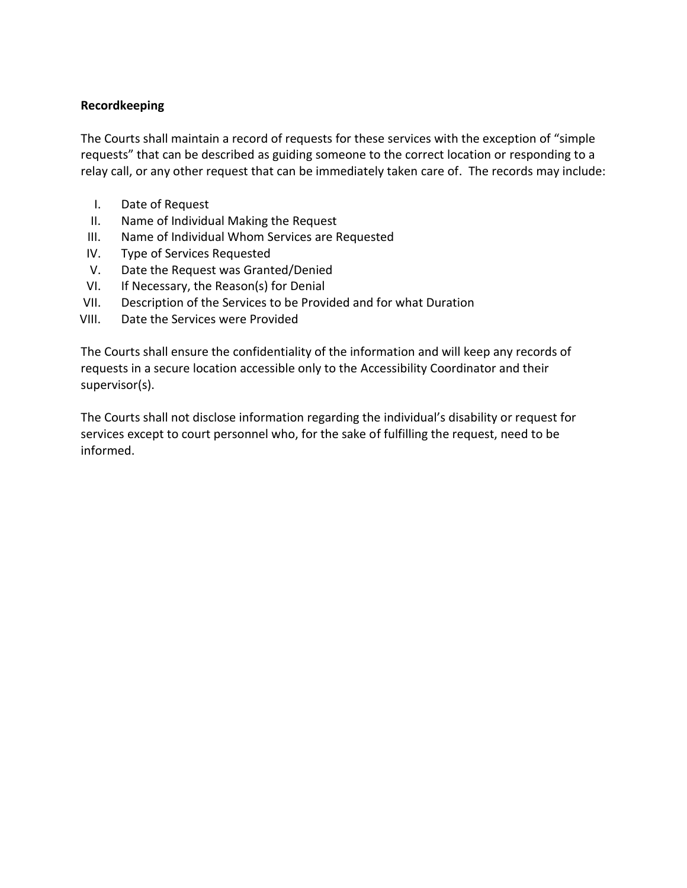**Recordkeeping**

The Courts shall maintain a record of requests for these services with the exception of "simple requests" that can be described as guiding someone to the correct location or responding to a relay call, or any other request that can be immediately taken care of. The records may include:

I. Date of Request
II. Name of Individual Making the Request
III. Name of Individual Whom Services are Requested
IV. Type of Services Requested
V. Date the Request was Granted/Denied
VI. If Necessary, the Reason(s) for Denial
VII. Description of the Services to be Provided and for what Duration
VIII. Date the Services were Provided

The Courts shall ensure the confidentiality of the information and will keep any records of requests in a secure location accessible only to the Accessibility Coordinator and their supervisor(s).

The Courts shall not disclose information regarding the individual's disability or request for services except to court personnel who, for the sake of fulfilling the request, need to be informed.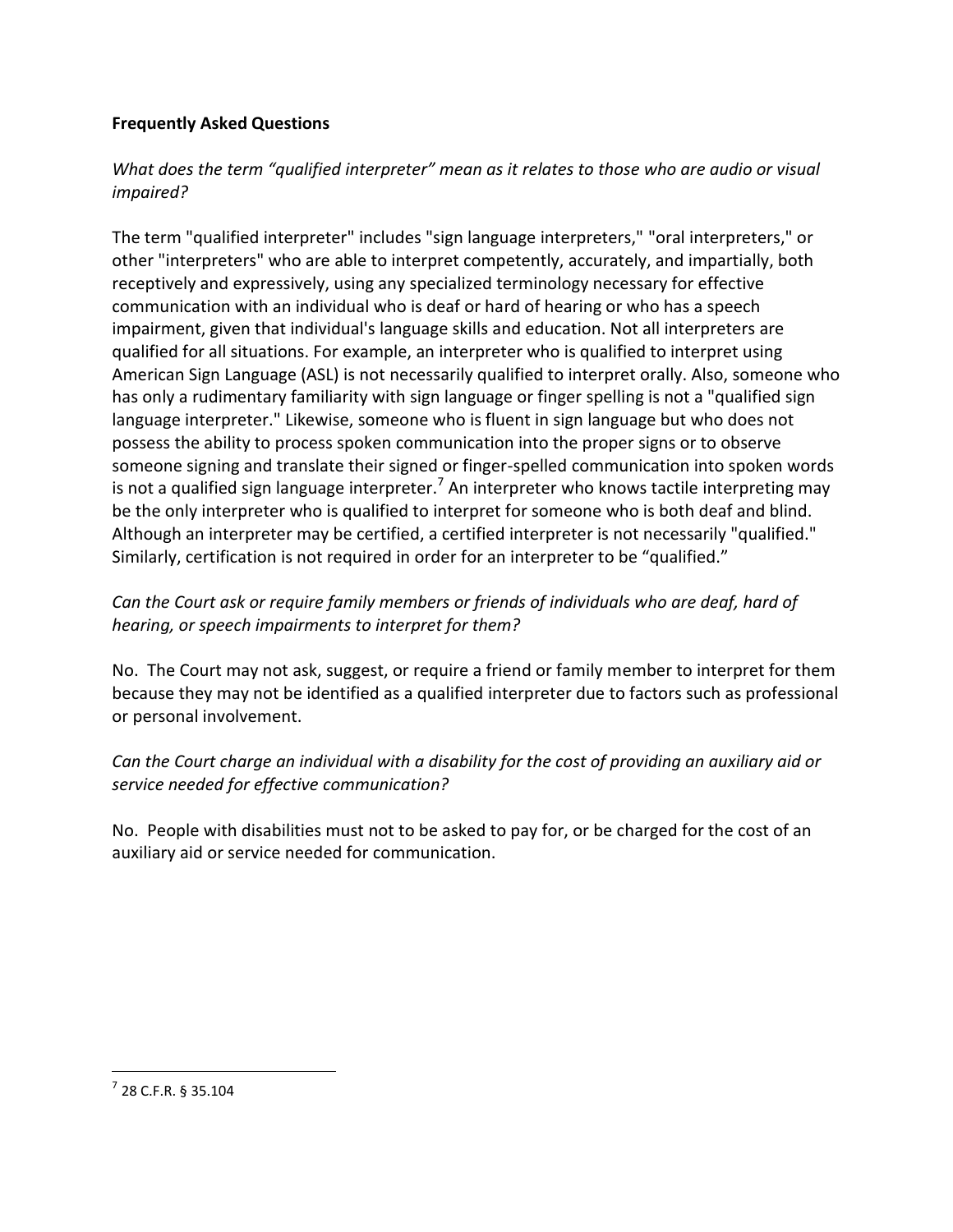**Frequently Asked Questions**

*What does the term "qualified interpreter" mean as it relates to those who are audio or visual impaired?*

The term "qualified interpreter" includes "sign language interpreters," "oral interpreters," or other "interpreters" who are able to interpret competently, accurately, and impartially, both receptively and expressively, using any specialized terminology necessary for effective communication with an individual who is deaf or hard of hearing or who has a speech impairment, given that individual's language skills and education. Not all interpreters are qualified for all situations. For example, an interpreter who is qualified to interpret using American Sign Language (ASL) is not necessarily qualified to interpret orally. Also, someone who has only a rudimentary familiarity with sign language or finger spelling is not a "qualified sign language interpreter." Likewise, someone who is fluent in sign language but who does not possess the ability to process spoken communication into the proper signs or to observe someone signing and translate their signed or finger-spelled communication into spoken words is not a qualified sign language interpreter.[7] An interpreter who knows tactile interpreting may be the only interpreter who is qualified to interpret for someone who is both deaf and blind. Although an interpreter may be certified, a certified interpreter is not necessarily "qualified." Similarly, certification is not required in order for an interpreter to be "qualified."

*Can the Court ask or require family members or friends of individuals who are deaf, hard of hearing, or speech impairments to interpret for them?*

No. The Court may not ask, suggest, or require a friend or family member to interpret for them because they may not be identified as a qualified interpreter due to factors such as professional or personal involvement.

*Can the Court charge an individual with a disability for the cost of providing an auxiliary aid or service needed for effective communication?*

No. People with disabilities must not to be asked to pay for, or be charged for the cost of an auxiliary aid or service needed for communication.

[7] 28 C.F.R. § 35.104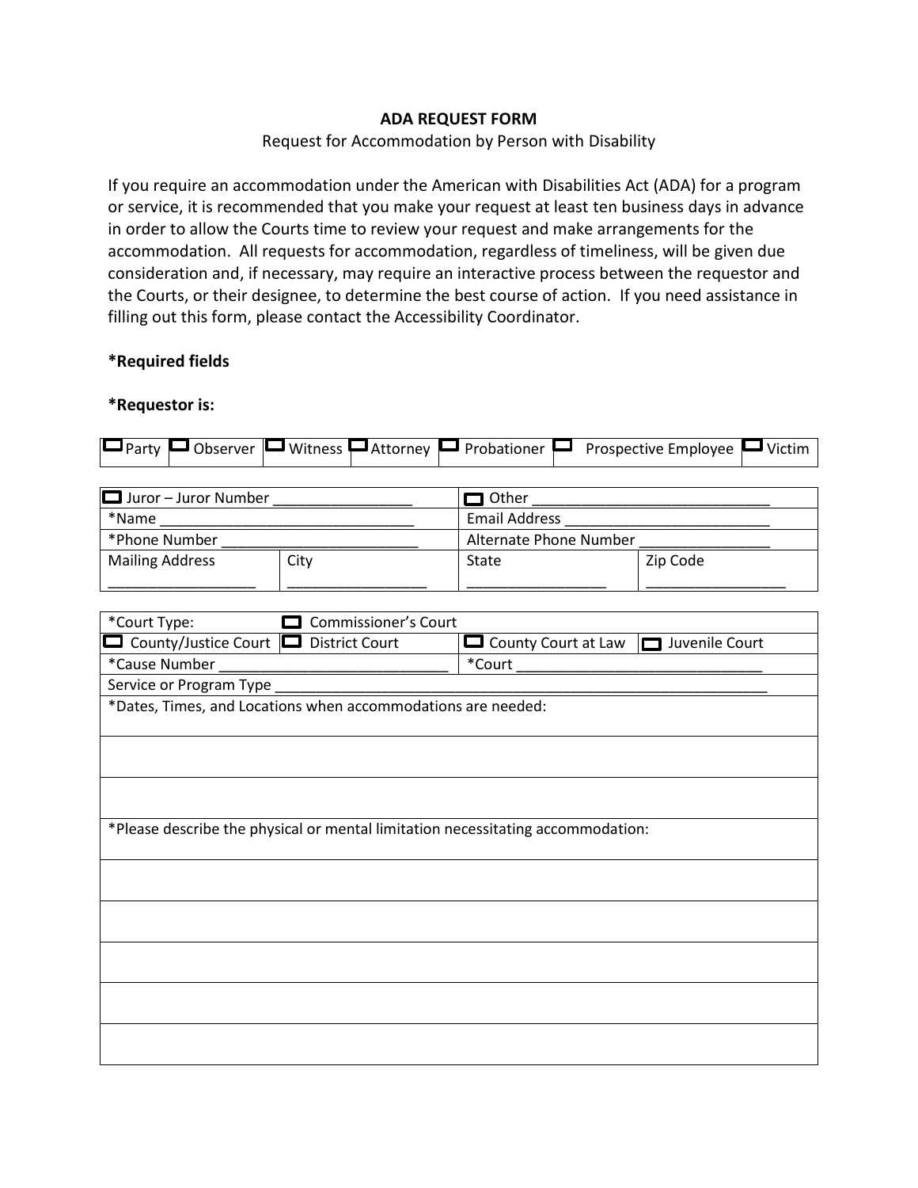**ADA REQUEST FORM**

Request for Accommodation by Person with Disability

If you require an accommodation under the American with Disabilities Act (ADA) for a program or service, it is recommended that you make your request at least ten business days in advance in order to allow the Courts time to review your request and make arrangements for the accommodation. All requests for accommodation, regardless of timeliness, will be given due consideration and, if necessary, may require an interactive process between the requestor and the Courts, or their designee, to determine the best course of action. If you need assistance in filling out this form, please contact the Accessibility Coordinator.

**\*Required fields**

**\*Requestor is:**

| ☐ Party | ☐ Observer | ☐ Witness | ☐ Attorney | ☐ Probationer | ☐ Prospective Employee | ☐ Victim |
|---|---|---|---|---|---|---|

| ☐ Juror – Juror Number ________________ | | ☐ Other ____________________________ | |
|---|---|---|---|
| *Name ______________________________ | | Email Address _________________________ | |
| *Phone Number ________________________ | | Alternate Phone Number ________________ | |
| Mailing Address __________________ | City _________________ | State _________________ | Zip Code _________________ |

| *Court Type: ☐ Commissioner's Court | | | |
|---|---|---|---|
| ☐ County/Justice Court | ☐ District Court | ☐ County Court at Law | ☐ Juvenile Court |
| *Cause Number ___________________________ | | *Court _____________________________ | |
| Service or Program Type ___________________________________________________________ | | | |
| *Dates, Times, and Locations when accommodations are needed: | | | |
| | | | |
| | | | |
| *Please describe the physical or mental limitation necessitating accommodation: | | | |
| | | | |
| | | | |
| | | | |
| | | | |
| | | | |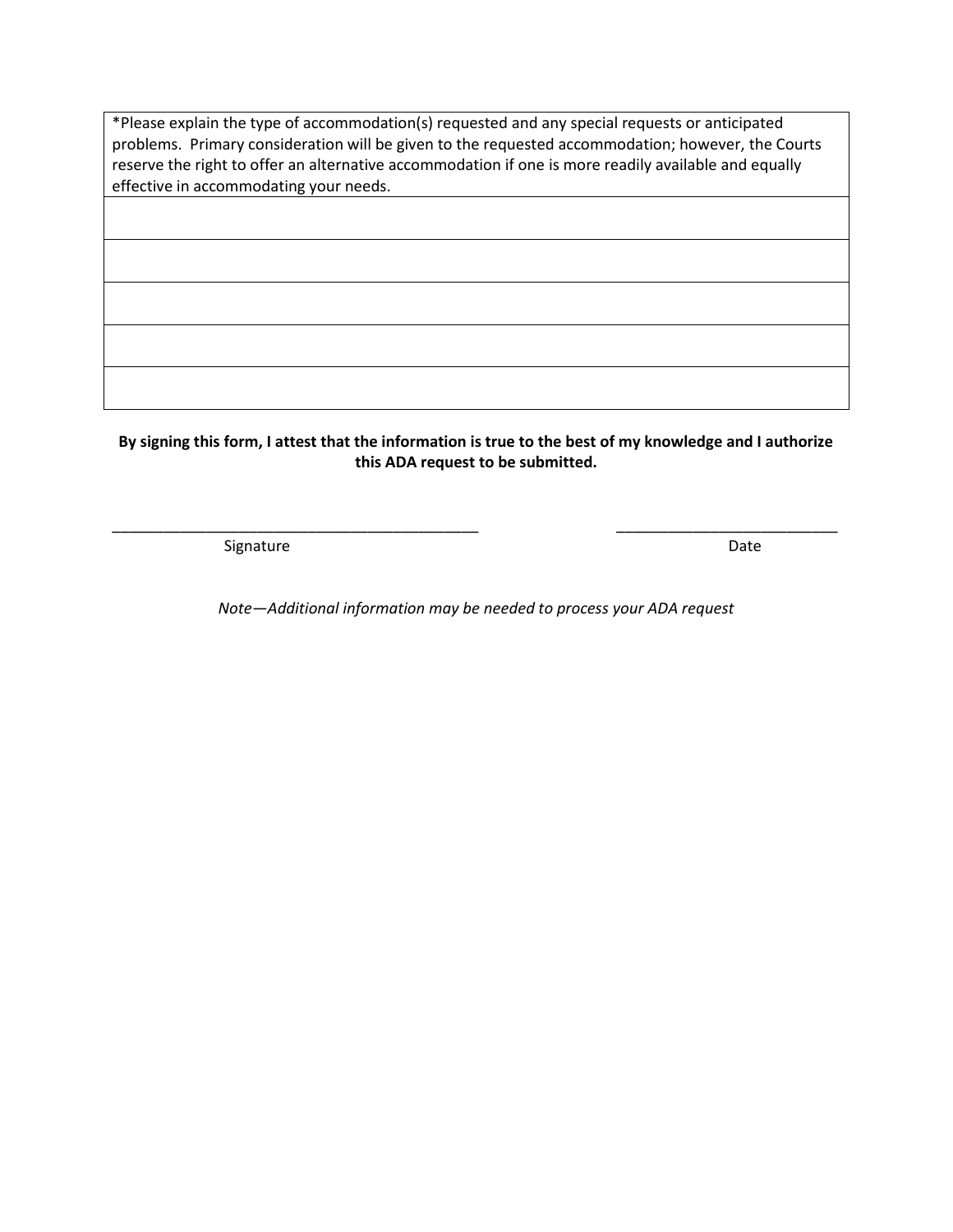| *Please explain the type of accommodation(s) requested and any special requests or anticipated problems. Primary consideration will be given to the requested accommodation; however, the Courts reserve the right to offer an alternative accommodation if one is more readily available and equally effective in accommodating your needs. |
| --- |
| |
| |
| |
| |
| |

**By signing this form, I attest that the information is true to the best of my knowledge and I authorize this ADA request to be submitted.**

_____________________________________________ Signature

___________________________ Date

*Note—Additional information may be needed to process your ADA request*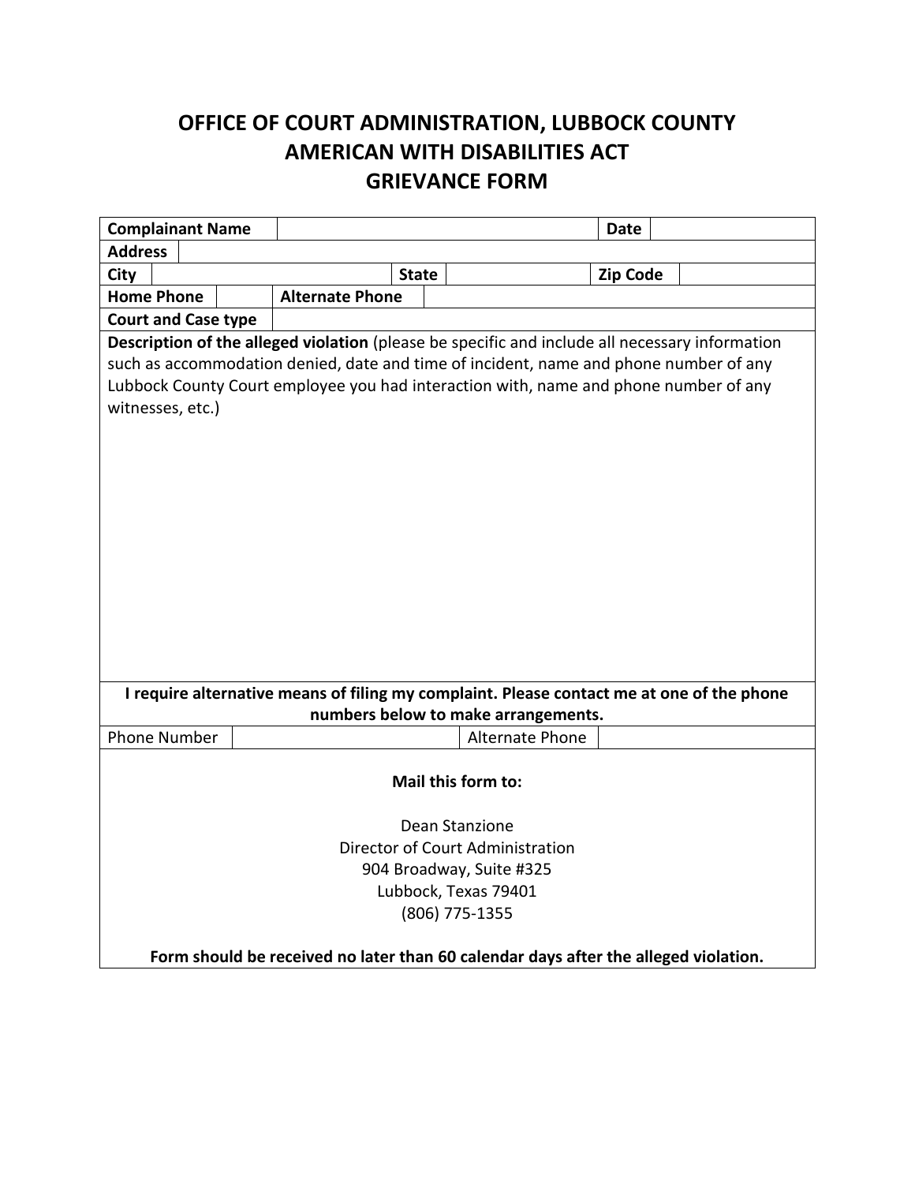# OFFICE OF COURT ADMINISTRATION, LUBBOCK COUNTY
# AMERICAN WITH DISABILITIES ACT
# GRIEVANCE FORM

| | | | | | |
|---|---|---|---|---|---|
| **Complainant Name** | | | | **Date** | |
| **Address** | | | | | |
| **City** | | **State** | | **Zip Code** | |
| **Home Phone** | | **Alternate Phone** | | | |
| **Court and Case type** | | | | | |

**Description of the alleged violation** (please be specific and include all necessary information such as accommodation denied, date and time of incident, name and phone number of any Lubbock County Court employee you had interaction with, name and phone number of any witnesses, etc.)

**I require alternative means of filing my complaint. Please contact me at one of the phone numbers below to make arrangements.**

| | | | |
|---|---|---|---|
| Phone Number | | Alternate Phone | |

**Mail this form to:**

Dean Stanzione
Director of Court Administration
904 Broadway, Suite #325
Lubbock, Texas 79401
(806) 775-1355

**Form should be received no later than 60 calendar days after the alleged violation.**